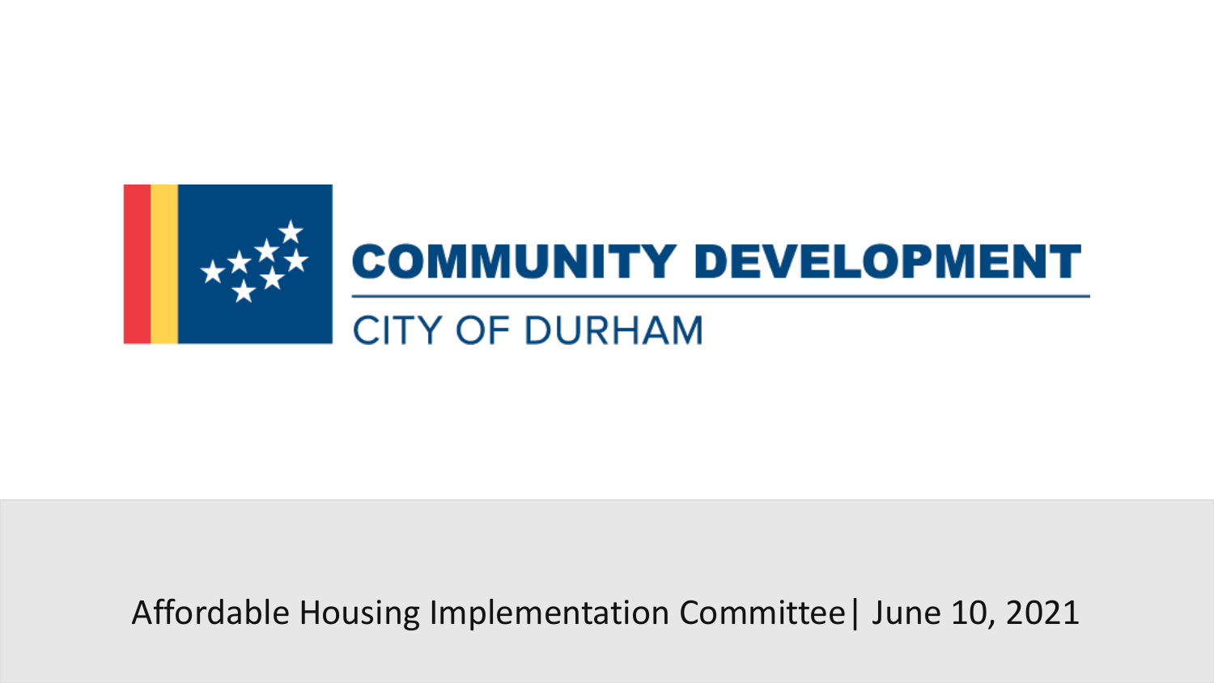# COMMUNITY DEVELOPMENT

CITY OF DURHAM

Affordable Housing Implementation Committee| June 10, 2021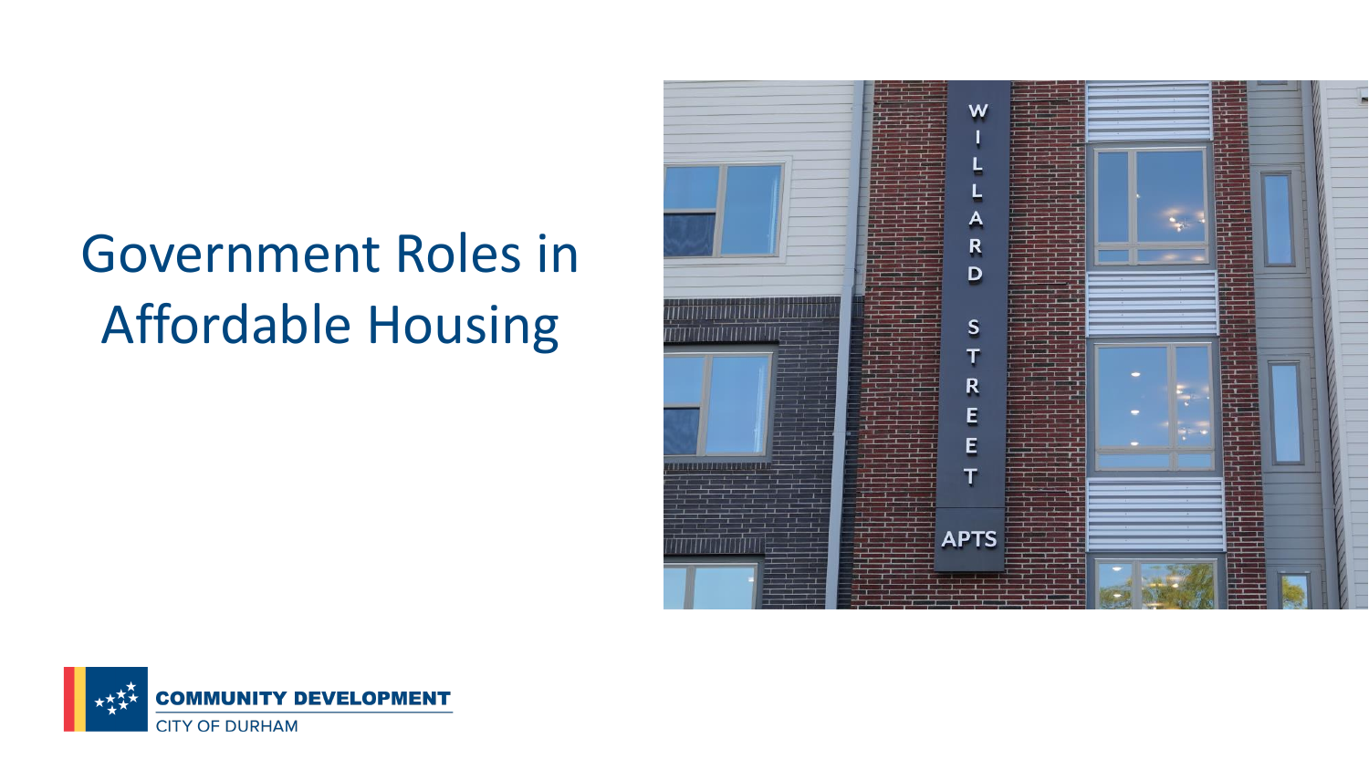# Government Roles in Affordable Housing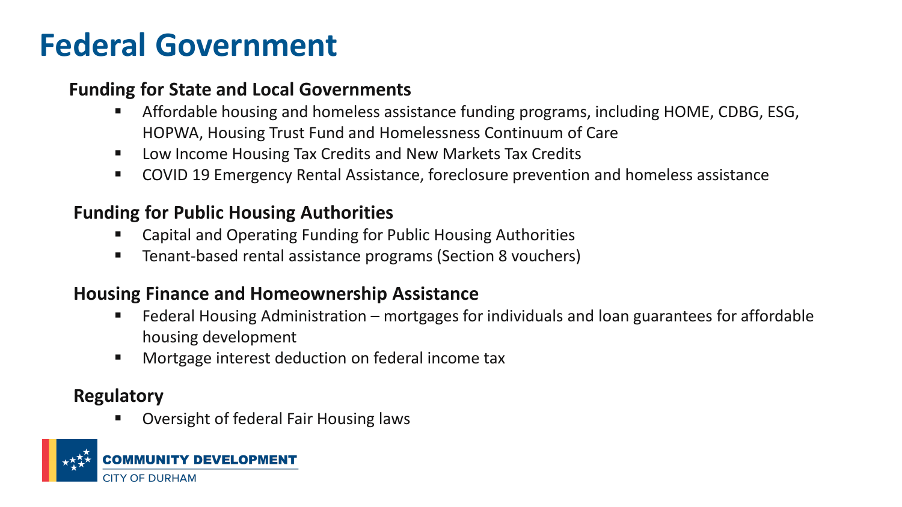# Federal Government

### Funding for State and Local Governments

- Affordable housing and homeless assistance funding programs, including HOME, CDBG, ESG, HOPWA, Housing Trust Fund and Homelessness Continuum of Care
- Low Income Housing Tax Credits and New Markets Tax Credits
- COVID 19 Emergency Rental Assistance, foreclosure prevention and homeless assistance

### Funding for Public Housing Authorities

- Capital and Operating Funding for Public Housing Authorities
- Tenant-based rental assistance programs (Section 8 vouchers)

### Housing Finance and Homeownership Assistance

- Federal Housing Administration – mortgages for individuals and loan guarantees for affordable housing development
- Mortgage interest deduction on federal income tax

### Regulatory

- Oversight of federal Fair Housing laws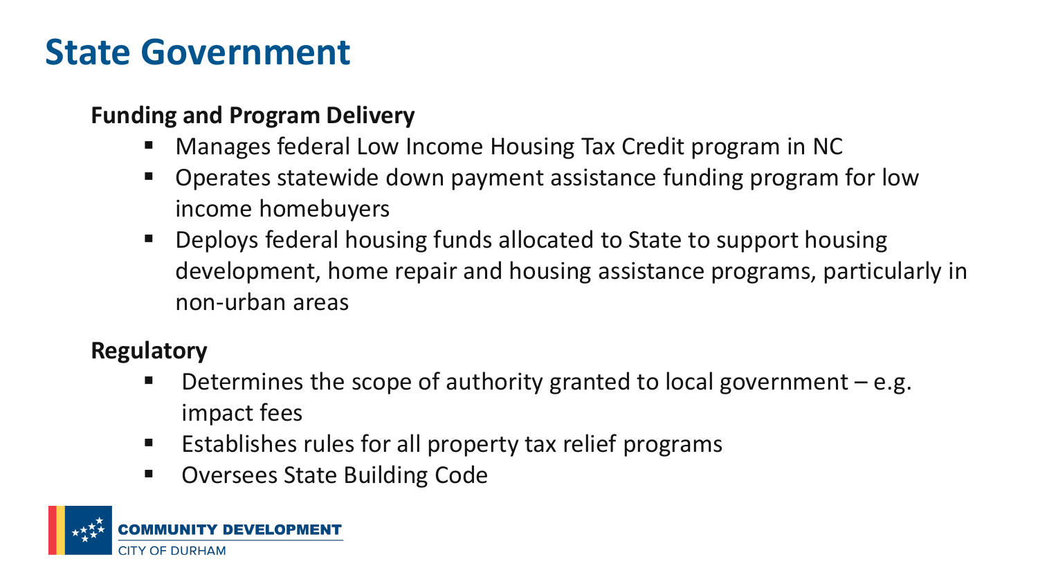# State Government

**Funding and Program Delivery**

- Manages federal Low Income Housing Tax Credit program in NC
- Operates statewide down payment assistance funding program for low income homebuyers
- Deploys federal housing funds allocated to State to support housing development, home repair and housing assistance programs, particularly in non-urban areas

**Regulatory**

- Determines the scope of authority granted to local government – e.g. impact fees
- Establishes rules for all property tax relief programs
- Oversees State Building Code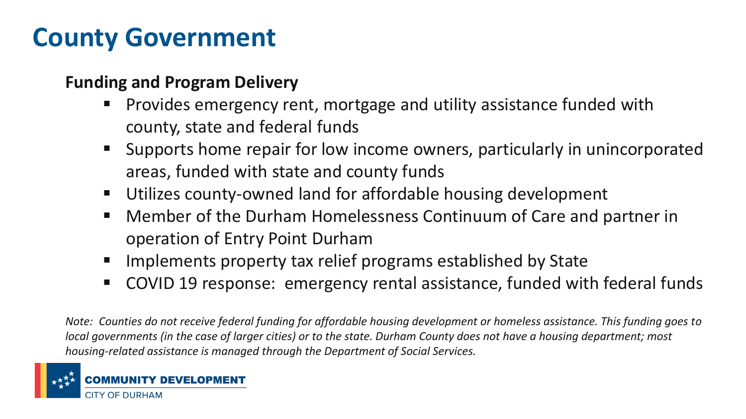# County Government

**Funding and Program Delivery**

- Provides emergency rent, mortgage and utility assistance funded with county, state and federal funds
- Supports home repair for low income owners, particularly in unincorporated areas, funded with state and county funds
- Utilizes county-owned land for affordable housing development
- Member of the Durham Homelessness Continuum of Care and partner in operation of Entry Point Durham
- Implements property tax relief programs established by State
- COVID 19 response: emergency rental assistance, funded with federal funds

*Note: Counties do not receive federal funding for affordable housing development or homeless assistance. This funding goes to local governments (in the case of larger cities) or to the state. Durham County does not have a housing department; most housing-related assistance is managed through the Department of Social Services.*

COMMUNITY DEVELOPMENT
CITY OF DURHAM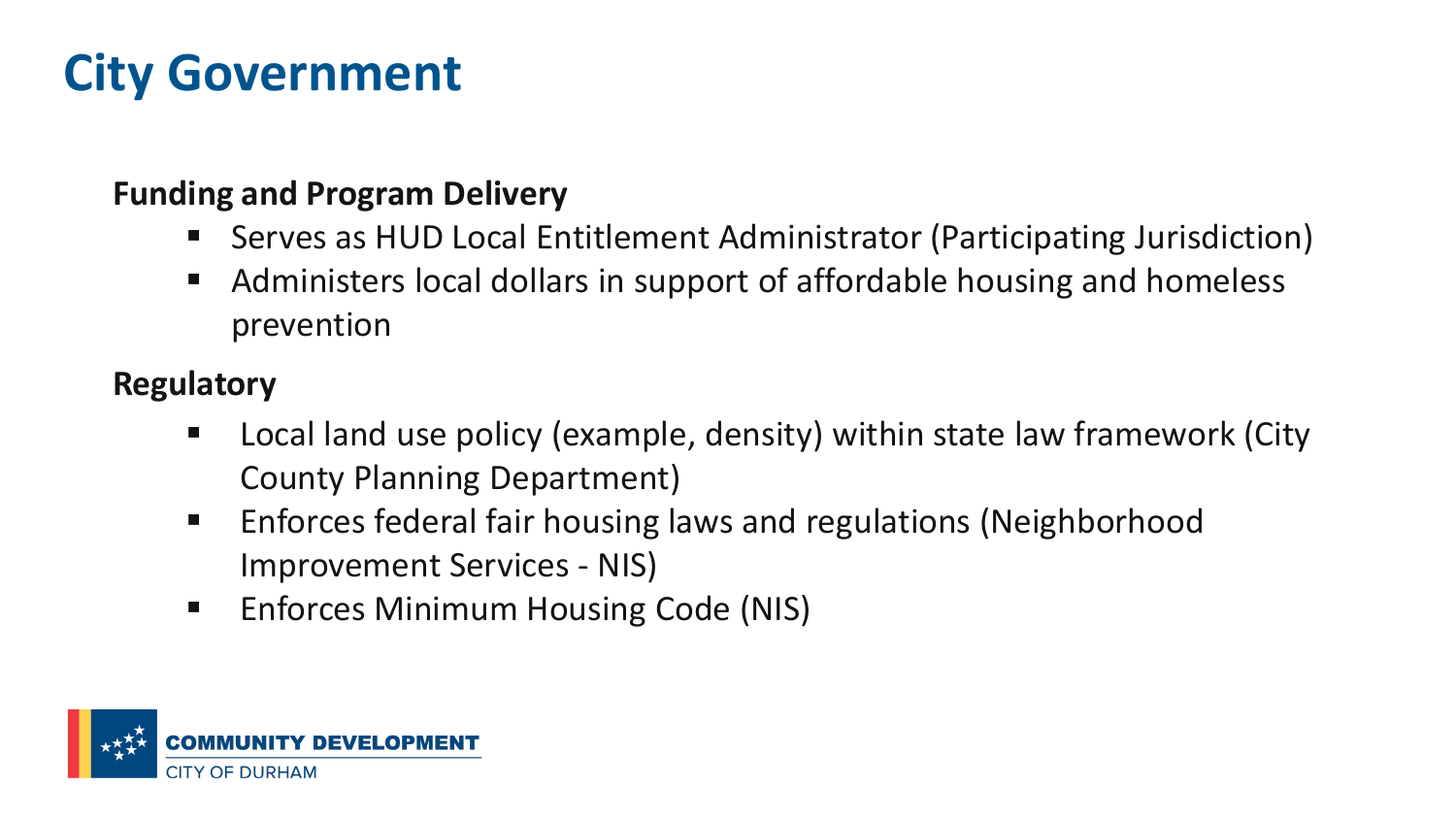# City Government

**Funding and Program Delivery**

- Serves as HUD Local Entitlement Administrator (Participating Jurisdiction)
- Administers local dollars in support of affordable housing and homeless prevention

**Regulatory**

- Local land use policy (example, density) within state law framework (City County Planning Department)
- Enforces federal fair housing laws and regulations (Neighborhood Improvement Services - NIS)
- Enforces Minimum Housing Code (NIS)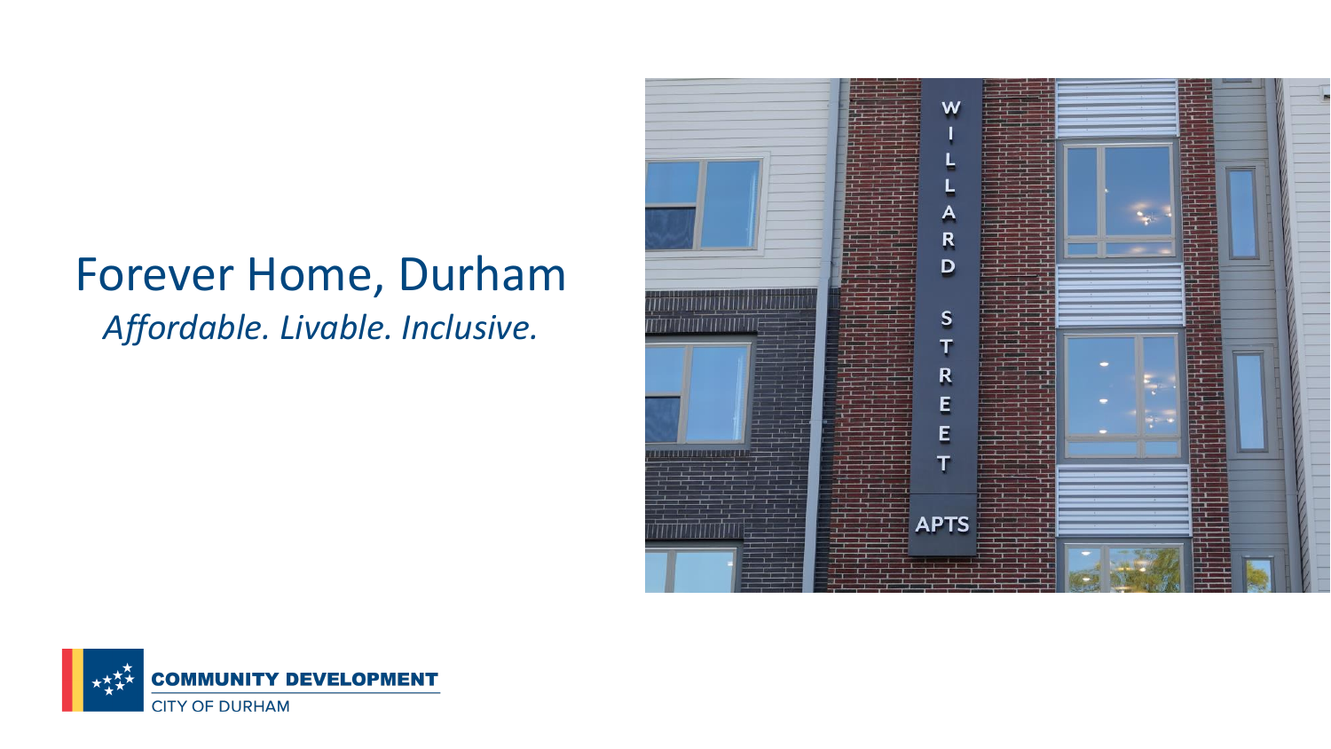# Forever Home, Durham

*Affordable. Livable. Inclusive.*

COMMUNITY DEVELOPMENT
CITY OF DURHAM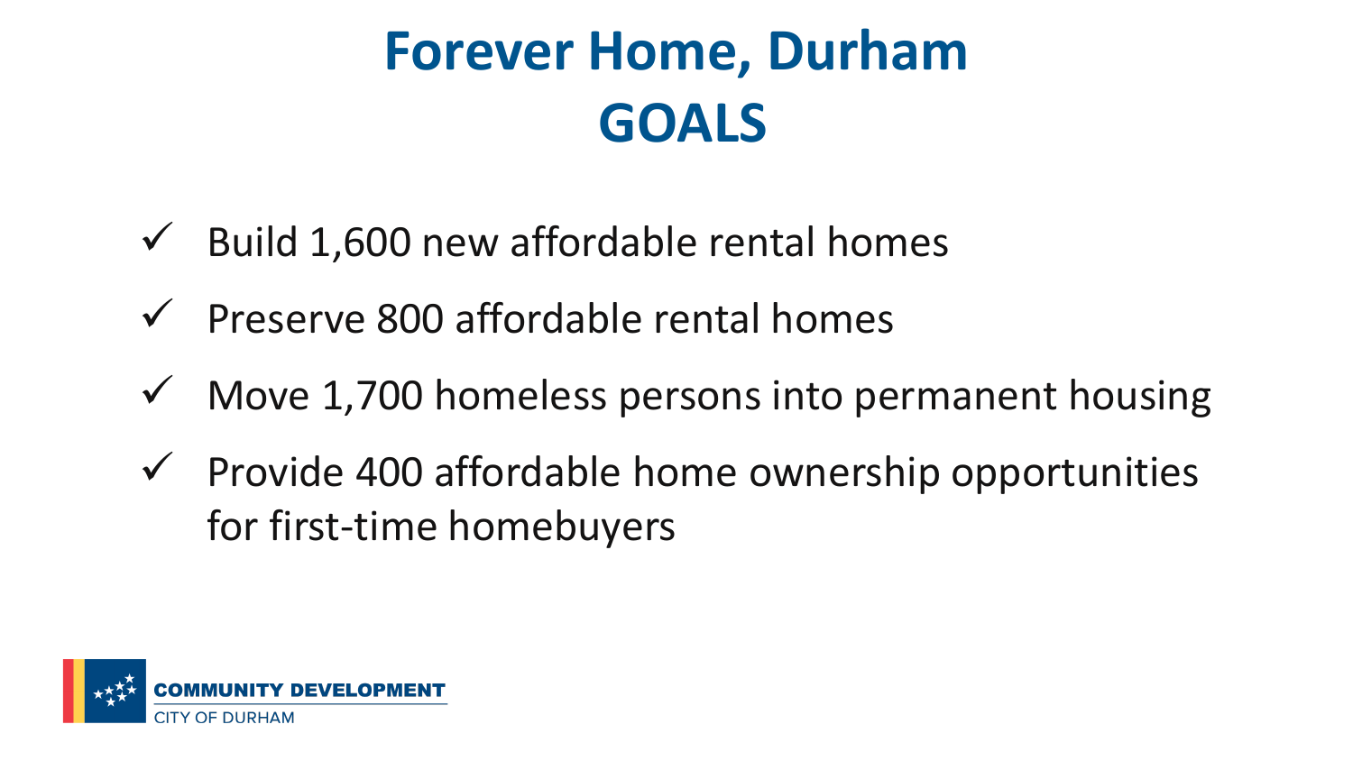# Forever Home, Durham
# GOALS

- ✓ Build 1,600 new affordable rental homes
- ✓ Preserve 800 affordable rental homes
- ✓ Move 1,700 homeless persons into permanent housing
- ✓ Provide 400 affordable home ownership opportunities for first-time homebuyers

COMMUNITY DEVELOPMENT
CITY OF DURHAM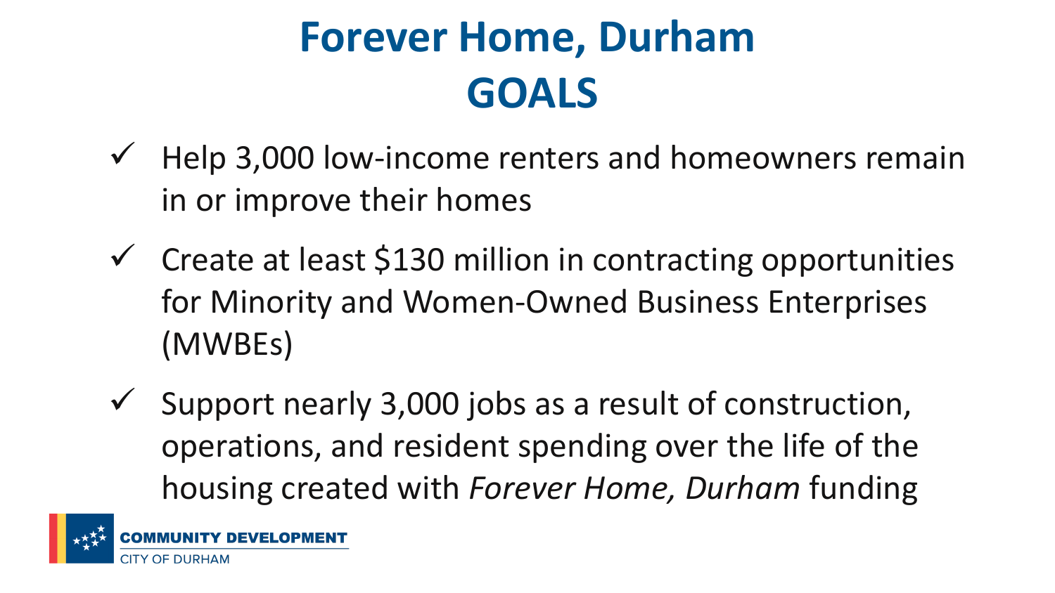# Forever Home, Durham
# GOALS

- ✓ Help 3,000 low-income renters and homeowners remain in or improve their homes
- ✓ Create at least $130 million in contracting opportunities for Minority and Women-Owned Business Enterprises (MWBEs)
- ✓ Support nearly 3,000 jobs as a result of construction, operations, and resident spending over the life of the housing created with *Forever Home, Durham* funding

COMMUNITY DEVELOPMENT
CITY OF DURHAM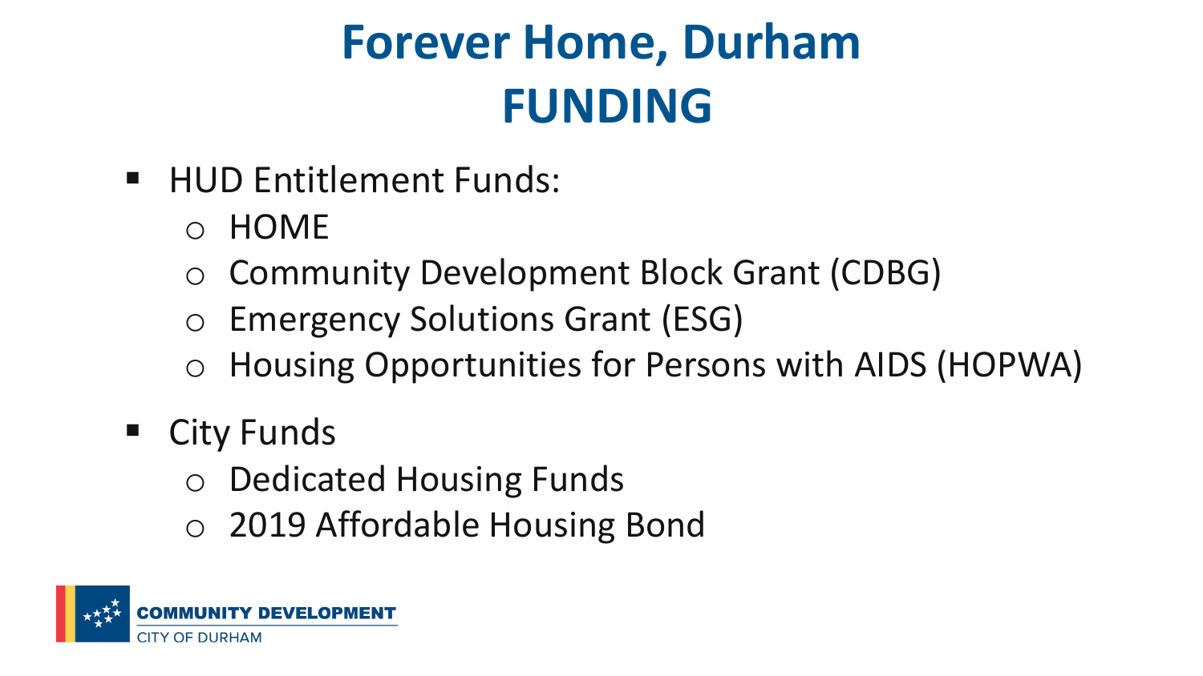# Forever Home, Durham
# FUNDING

- HUD Entitlement Funds:
  - HOME
  - Community Development Block Grant (CDBG)
  - Emergency Solutions Grant (ESG)
  - Housing Opportunities for Persons with AIDS (HOPWA)
- City Funds
  - Dedicated Housing Funds
  - 2019 Affordable Housing Bond

COMMUNITY DEVELOPMENT
CITY OF DURHAM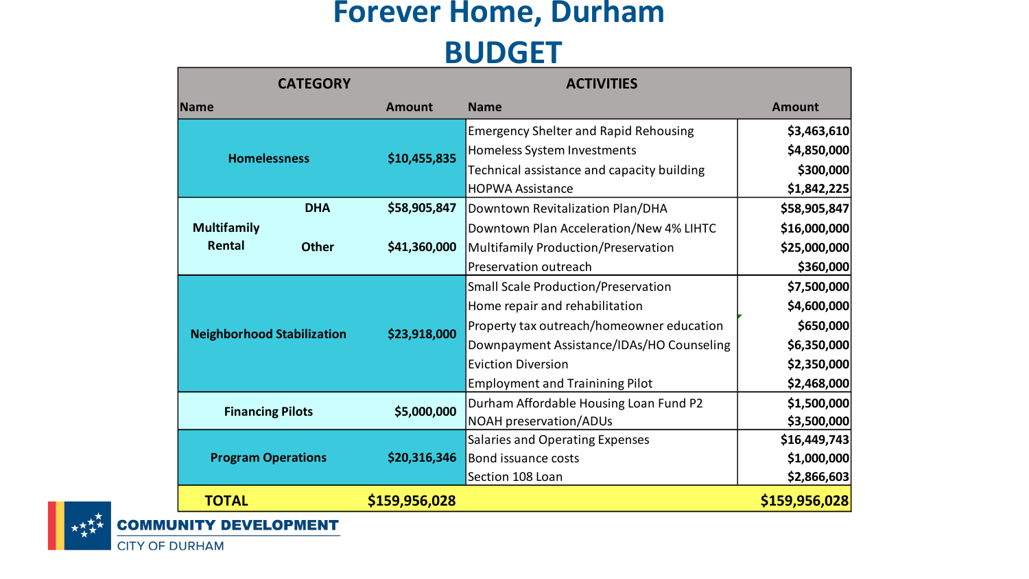# Forever Home, Durham

## BUDGET

| CATEGORY | | | ACTIVITIES | |
|---|---|---|---|---|
| Name | | Amount | Name | Amount |
| Homelessness | | $10,455,835 | Emergency Shelter and Rapid Rehousing | $3,463,610 |
| | | | Homeless System Investments | $4,850,000 |
| | | | Technical assistance and capacity building | $300,000 |
| | | | HOPWA Assistance | $1,842,225 |
| Multifamily Rental | DHA | $58,905,847 | Downtown Revitalization Plan/DHA | $58,905,847 |
| | Other | $41,360,000 | Downtown Plan Acceleration/New 4% LIHTC | $16,000,000 |
| | | | Multifamily Production/Preservation | $25,000,000 |
| | | | Preservation outreach | $360,000 |
| Neighborhood Stabilization | | $23,918,000 | Small Scale Production/Preservation | $7,500,000 |
| | | | Home repair and rehabilitation | $4,600,000 |
| | | | Property tax outreach/homeowner education | $650,000 |
| | | | Downpayment Assistance/IDAs/HO Counseling | $6,350,000 |
| | | | Eviction Diversion | $2,350,000 |
| | | | Employment and Trainining Pilot | $2,468,000 |
| Financing Pilots | | $5,000,000 | Durham Affordable Housing Loan Fund P2 | $1,500,000 |
| | | | NOAH preservation/ADUs | $3,500,000 |
| Program Operations | | $20,316,346 | Salaries and Operating Expenses | $16,449,743 |
| | | | Bond issuance costs | $1,000,000 |
| | | | Section 108 Loan | $2,866,603 |
| **TOTAL** | | **$159,956,028** | | **$159,956,028** |

COMMUNITY DEVELOPMENT
CITY OF DURHAM